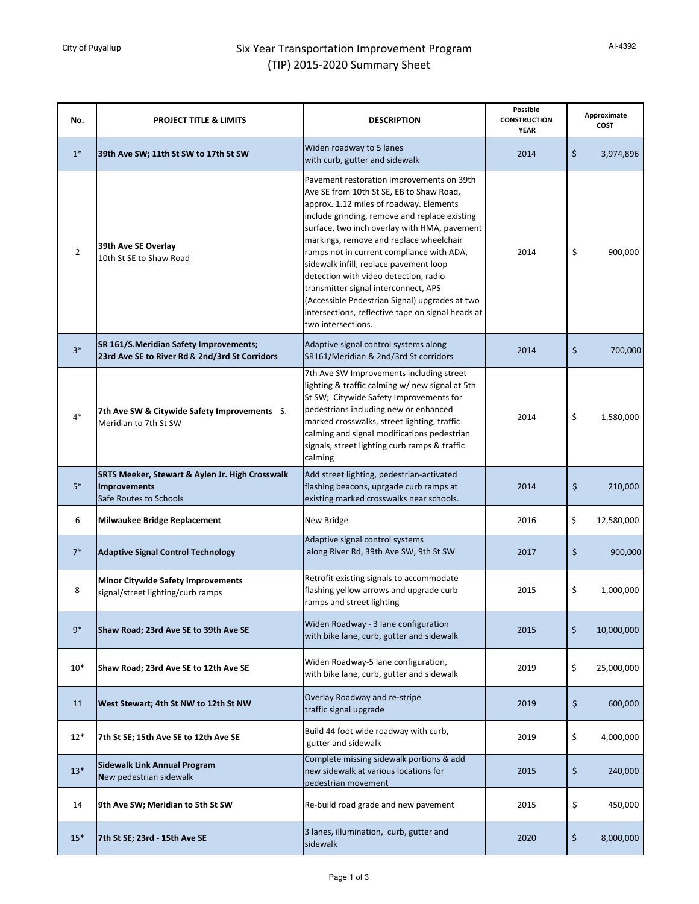City of Puyallup

AI-4392

# Six Year Transportation Improvement Program (TIP) 2015-2020 Summary Sheet

| No. | PROJECT TITLE & LIMITS | DESCRIPTION | Possible CONSTRUCTION YEAR | Approximate COST |
|---|---|---|---|---|
| 1* | **39th Ave SW; 11th St SW to 17th St SW** | Widen roadway to 5 lanes with curb, gutter and sidewalk | 2014 | $ 3,974,896 |
| 2 | **39th Ave SE Overlay** 10th St SE to Shaw Road | Pavement restoration improvements on 39th Ave SE from 10th St SE, EB to Shaw Road, approx. 1.12 miles of roadway. Elements include grinding, remove and replace existing surface, two inch overlay with HMA, pavement markings, remove and replace wheelchair ramps not in current compliance with ADA, sidewalk infill, replace pavement loop detection with video detection, radio transmitter signal interconnect, APS (Accessible Pedestrian Signal) upgrades at two intersections, reflective tape on signal heads at two intersections. | 2014 | $ 900,000 |
| 3* | **SR 161/S.Meridian Safety Improvements; 23rd Ave SE to River Rd & 2nd/3rd St Corridors** | Adaptive signal control systems along SR161/Meridian & 2nd/3rd St corridors | 2014 | $ 700,000 |
| 4* | **7th Ave SW & Citywide Safety Improvements** S. Meridian to 7th St SW | 7th Ave SW Improvements including street lighting & traffic calming w/ new signal at 5th St SW; Citywide Safety Improvements for pedestrians including new or enhanced marked crosswalks, street lighting, traffic calming and signal modifications pedestrian signals, street lighting curb ramps & traffic calming | 2014 | $ 1,580,000 |
| 5* | **SRTS Meeker, Stewart & Aylen Jr. High Crosswalk Improvements** Safe Routes to Schools | Add street lighting, pedestrian-activated flashing beacons, uprgade curb ramps at existing marked crosswalks near schools. | 2014 | $ 210,000 |
| 6 | **Milwaukee Bridge Replacement** | New Bridge | 2016 | $ 12,580,000 |
| 7* | **Adaptive Signal Control Technology** | Adaptive signal control systems along River Rd, 39th Ave SW, 9th St SW | 2017 | $ 900,000 |
| 8 | **Minor Citywide Safety Improvements** signal/street lighting/curb ramps | Retrofit existing signals to accommodate flashing yellow arrows and upgrade curb ramps and street lighting | 2015 | $ 1,000,000 |
| 9* | **Shaw Road; 23rd Ave SE to 39th Ave SE** | Widen Roadway - 3 lane configuration with bike lane, curb, gutter and sidewalk | 2015 | $ 10,000,000 |
| 10* | **Shaw Road; 23rd Ave SE to 12th Ave SE** | Widen Roadway-5 lane configuration, with bike lane, curb, gutter and sidewalk | 2019 | $ 25,000,000 |
| 11 | **West Stewart; 4th St NW to 12th St NW** | Overlay Roadway and re-stripe traffic signal upgrade | 2019 | $ 600,000 |
| 12* | **7th St SE; 15th Ave SE to 12th Ave SE** | Build 44 foot wide roadway with curb, gutter and sidewalk | 2019 | $ 4,000,000 |
| 13* | **Sidewalk Link Annual Program** **N**ew pedestrian sidewalk | Complete missing sidewalk portions & add new sidewalk at various locations for pedestrian movement | 2015 | $ 240,000 |
| 14 | **9th Ave SW; Meridian to 5th St SW** | Re-build road grade and new pavement | 2015 | $ 450,000 |
| 15* | **7th St SE; 23rd - 15th Ave SE** | 3 lanes, illumination, curb, gutter and sidewalk | 2020 | $ 8,000,000 |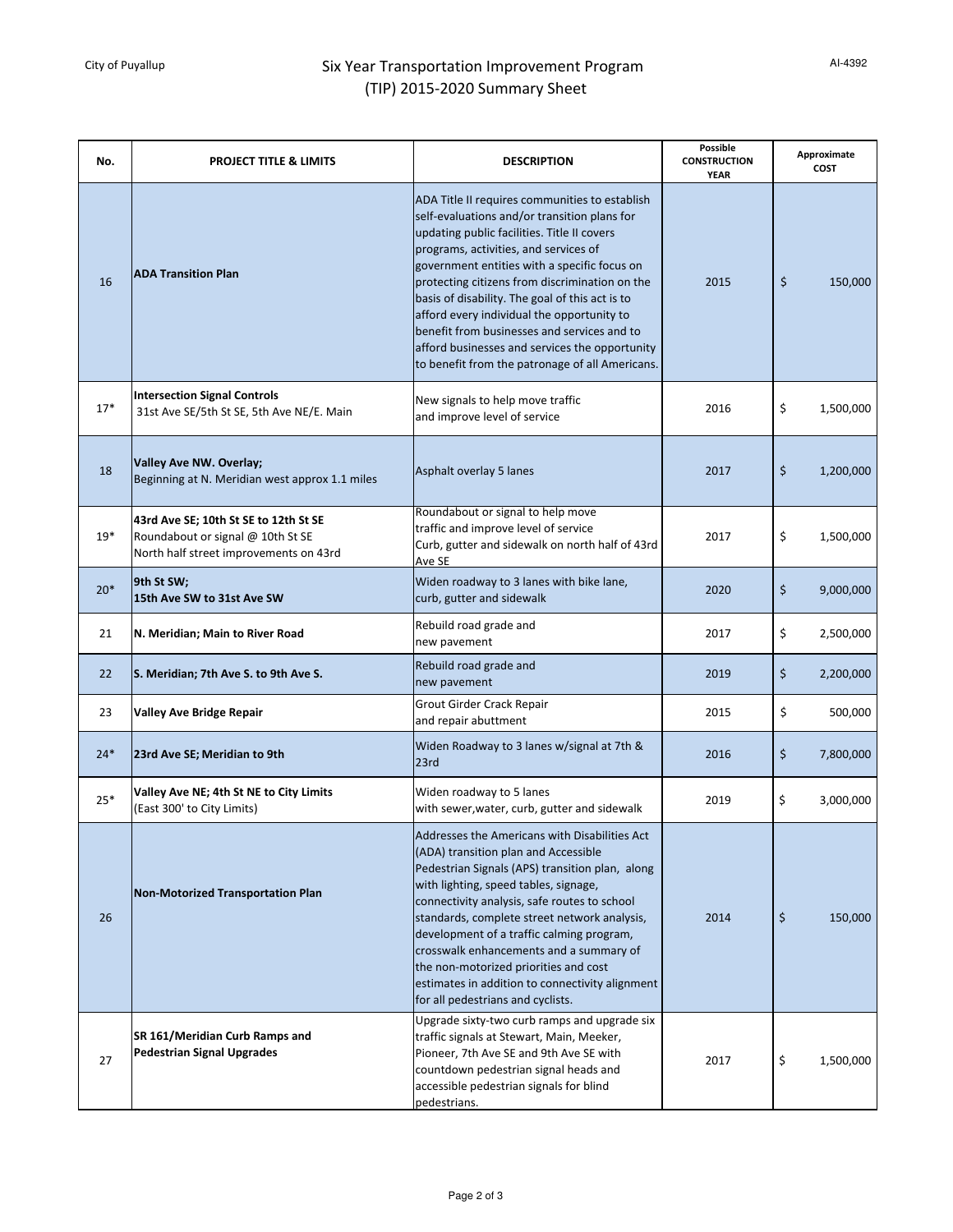City of Puyallup

# Six Year Transportation Improvement Program (TIP) 2015-2020 Summary Sheet

AI-4392

| No. | PROJECT TITLE & LIMITS | DESCRIPTION | Possible CONSTRUCTION YEAR | Approximate COST |
|---|---|---|---|---|
| 16 | **ADA Transition Plan** | ADA Title II requires communities to establish self-evaluations and/or transition plans for updating public facilities. Title II covers programs, activities, and services of government entities with a specific focus on protecting citizens from discrimination on the basis of disability. The goal of this act is to afford every individual the opportunity to benefit from businesses and services and to afford businesses and services the opportunity to benefit from the patronage of all Americans. | 2015 | $ 150,000 |
| 17* | **Intersection Signal Controls** 31st Ave SE/5th St SE, 5th Ave NE/E. Main | New signals to help move traffic and improve level of service | 2016 | $ 1,500,000 |
| 18 | **Valley Ave NW. Overlay;** Beginning at N. Meridian west approx 1.1 miles | Asphalt overlay 5 lanes | 2017 | $ 1,200,000 |
| 19* | **43rd Ave SE; 10th St SE to 12th St SE** Roundabout or signal @ 10th St SE North half street improvements on 43rd | Roundabout or signal to help move traffic and improve level of service Curb, gutter and sidewalk on north half of 43rd Ave SE | 2017 | $ 1,500,000 |
| 20* | **9th St SW; 15th Ave SW to 31st Ave SW** | Widen roadway to 3 lanes with bike lane, curb, gutter and sidewalk | 2020 | $ 9,000,000 |
| 21 | **N. Meridian; Main to River Road** | Rebuild road grade and new pavement | 2017 | $ 2,500,000 |
| 22 | **S. Meridian; 7th Ave S. to 9th Ave S.** | Rebuild road grade and new pavement | 2019 | $ 2,200,000 |
| 23 | **Valley Ave Bridge Repair** | Grout Girder Crack Repair and repair abuttment | 2015 | $ 500,000 |
| 24* | **23rd Ave SE; Meridian to 9th** | Widen Roadway to 3 lanes w/signal at 7th & 23rd | 2016 | $ 7,800,000 |
| 25* | **Valley Ave NE; 4th St NE to City Limits** (East 300' to City Limits) | Widen roadway to 5 lanes with sewer,water, curb, gutter and sidewalk | 2019 | $ 3,000,000 |
| 26 | **Non-Motorized Transportation Plan** | Addresses the Americans with Disabilities Act (ADA) transition plan and Accessible Pedestrian Signals (APS) transition plan, along with lighting, speed tables, signage, connectivity analysis, safe routes to school standards, complete street network analysis, development of a traffic calming program, crosswalk enhancements and a summary of the non-motorized priorities and cost estimates in addition to connectivity alignment for all pedestrians and cyclists. | 2014 | $ 150,000 |
| 27 | **SR 161/Meridian Curb Ramps and Pedestrian Signal Upgrades** | Upgrade sixty-two curb ramps and upgrade six traffic signals at Stewart, Main, Meeker, Pioneer, 7th Ave SE and 9th Ave SE with countdown pedestrian signal heads and accessible pedestrian signals for blind pedestrians. | 2017 | $ 1,500,000 |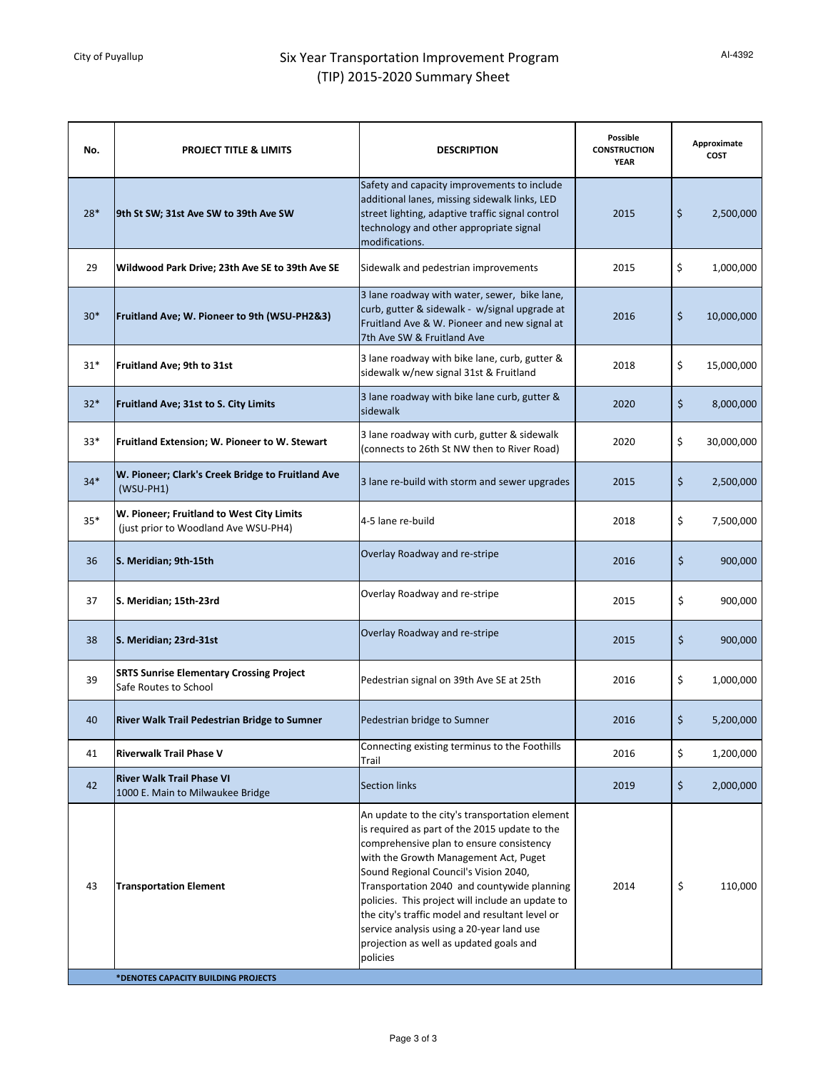City of Puyallup

AI-4392

# Six Year Transportation Improvement Program (TIP) 2015-2020 Summary Sheet

| No. | PROJECT TITLE & LIMITS | DESCRIPTION | Possible CONSTRUCTION YEAR | Approximate COST |
|---|---|---|---|---|
| 28* | **9th St SW; 31st Ave SW to 39th Ave SW** | Safety and capacity improvements to include additional lanes, missing sidewalk links, LED street lighting, adaptive traffic signal control technology and other appropriate signal modifications. | 2015 | $ 2,500,000 |
| 29 | **Wildwood Park Drive; 23th Ave SE to 39th Ave SE** | Sidewalk and pedestrian improvements | 2015 | $ 1,000,000 |
| 30* | **Fruitland Ave; W. Pioneer to 9th (WSU-PH2&3)** | 3 lane roadway with water, sewer, bike lane, curb, gutter & sidewalk - w/signal upgrade at Fruitland Ave & W. Pioneer and new signal at 7th Ave SW & Fruitland Ave | 2016 | $ 10,000,000 |
| 31* | **Fruitland Ave; 9th to 31st** | 3 lane roadway with bike lane, curb, gutter & sidewalk w/new signal 31st & Fruitland | 2018 | $ 15,000,000 |
| 32* | **Fruitland Ave; 31st to S. City Limits** | 3 lane roadway with bike lane curb, gutter & sidewalk | 2020 | $ 8,000,000 |
| 33* | **Fruitland Extension; W. Pioneer to W. Stewart** | 3 lane roadway with curb, gutter & sidewalk (connects to 26th St NW then to River Road) | 2020 | $ 30,000,000 |
| 34* | **W. Pioneer; Clark's Creek Bridge to Fruitland Ave** (WSU-PH1) | 3 lane re-build with storm and sewer upgrades | 2015 | $ 2,500,000 |
| 35* | **W. Pioneer; Fruitland to West City Limits** (just prior to Woodland Ave WSU-PH4) | 4-5 lane re-build | 2018 | $ 7,500,000 |
| 36 | **S. Meridian; 9th-15th** | Overlay Roadway and re-stripe | 2016 | $ 900,000 |
| 37 | **S. Meridian; 15th-23rd** | Overlay Roadway and re-stripe | 2015 | $ 900,000 |
| 38 | **S. Meridian; 23rd-31st** | Overlay Roadway and re-stripe | 2015 | $ 900,000 |
| 39 | **SRTS Sunrise Elementary Crossing Project** Safe Routes to School | Pedestrian signal on 39th Ave SE at 25th | 2016 | $ 1,000,000 |
| 40 | **River Walk Trail Pedestrian Bridge to Sumner** | Pedestrian bridge to Sumner | 2016 | $ 5,200,000 |
| 41 | **Riverwalk Trail Phase V** | Connecting existing terminus to the Foothills Trail | 2016 | $ 1,200,000 |
| 42 | **River Walk Trail Phase VI** 1000 E. Main to Milwaukee Bridge | Section links | 2019 | $ 2,000,000 |
| 43 | **Transportation Element** | An update to the city's transportation element is required as part of the 2015 update to the comprehensive plan to ensure consistency with the Growth Management Act, Puget Sound Regional Council's Vision 2040, Transportation 2040 and countywide planning policies. This project will include an update to the city's traffic model and resultant level or service analysis using a 20-year land use projection as well as updated goals and policies | 2014 | $ 110,000 |

**\*DENOTES CAPACITY BUILDING PROJECTS**